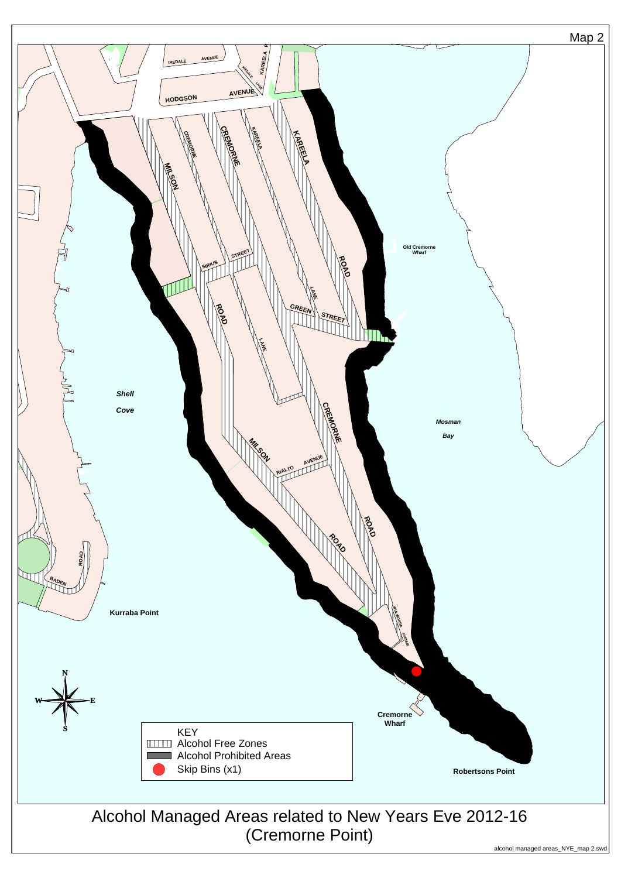Map 2

KEY

- Alcohol Free Zones
- Alcohol Prohibited Areas
- Skip Bins (x1)

# Alcohol Managed Areas related to New Years Eve 2012-16 (Cremorne Point)

alcohol managed areas_NYE_map 2.swd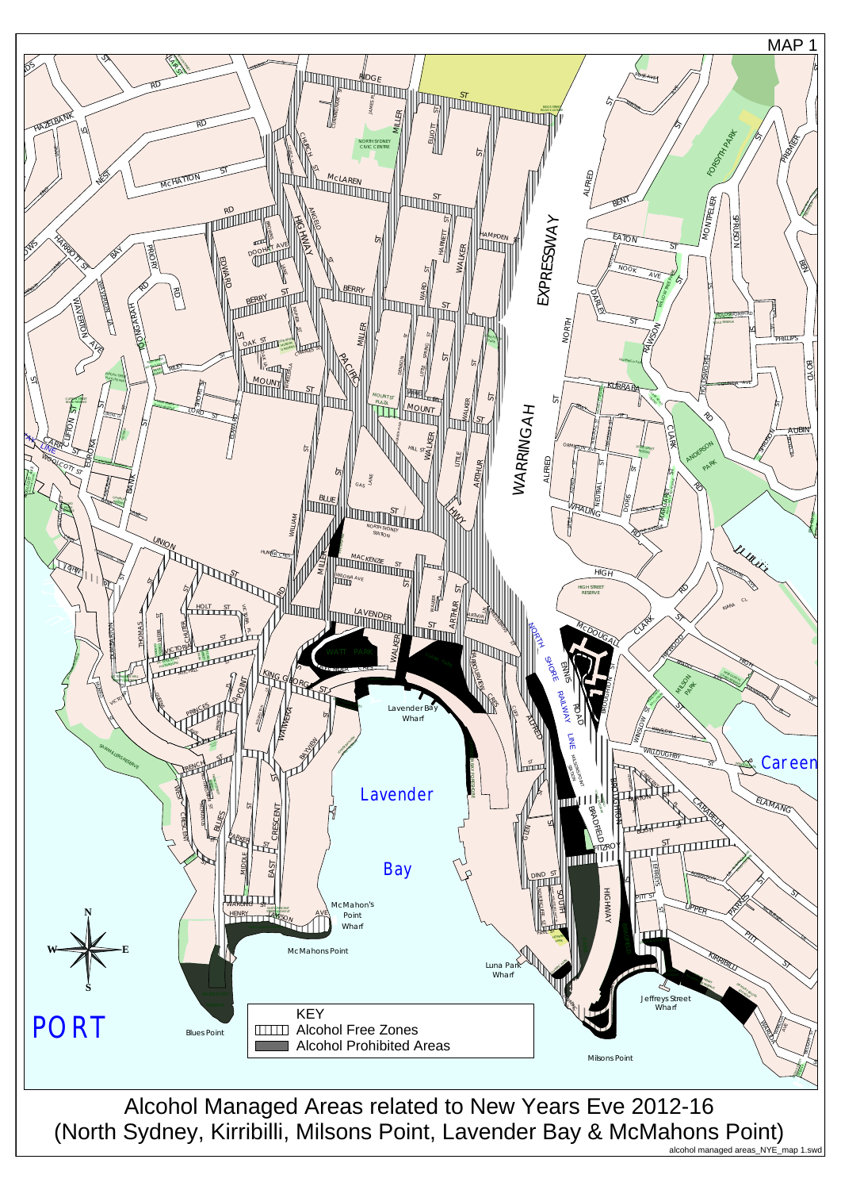MAP 1

KEY

- Alcohol Free Zones
- Alcohol Prohibited Areas

# Alcohol Managed Areas related to New Years Eve 2012-16
## (North Sydney, Kirribilli, Milsons Point, Lavender Bay & McMahons Point)

alcohol managed areas_NYE_map 1.swd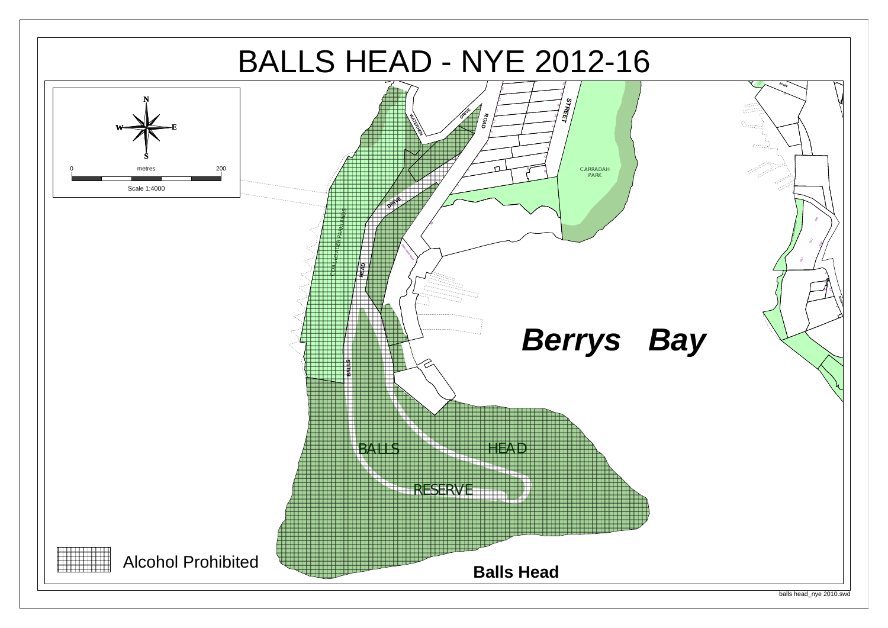# BALLS HEAD - NYE 2012-16

N

W E

S

0 metres 200

Scale 1:4000

WATERHEN DRIVE

ROAD

STREET

CARRADAH PARK

DRIVE

COAL LOADER PARKLANDS

HEAD

BALLS

***Berrys Bay***

BALLS HEAD

RESERVE

Alcohol Prohibited

**Balls Head**

balls head_nye 2010.swd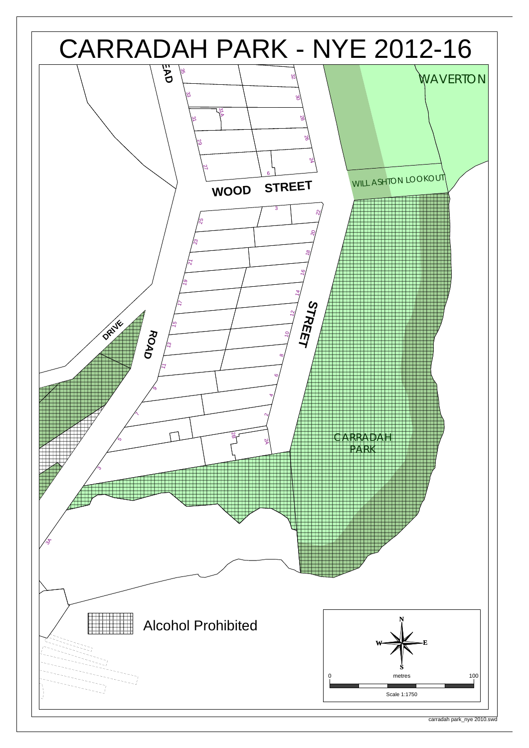# CARRADAH PARK - NYE 2012-16

WAVERTON

WILL ASHTON LOOKOUT

WOOD STREET

STREET

ROAD

DRIVE

CARRADAH PARK

Alcohol Prohibited

N
W E
S

0 metres 100

Scale 1:1750

carradah park_nye 2010.swd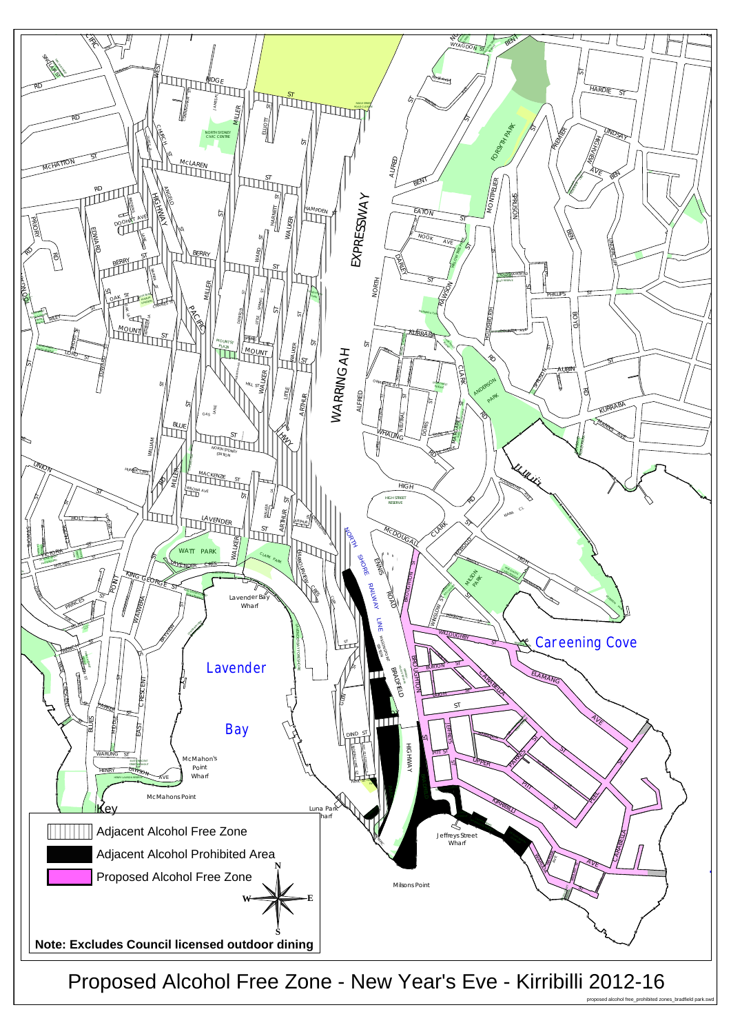# Proposed Alcohol Free Zone - New Year's Eve - Kirribilli 2012-16

**Key**

- Adjacent Alcohol Free Zone
- Adjacent Alcohol Prohibited Area
- Proposed Alcohol Free Zone

**Note: Excludes Council licensed outdoor dining**

proposed alcohol free_prohibited zones_bradfield park.swd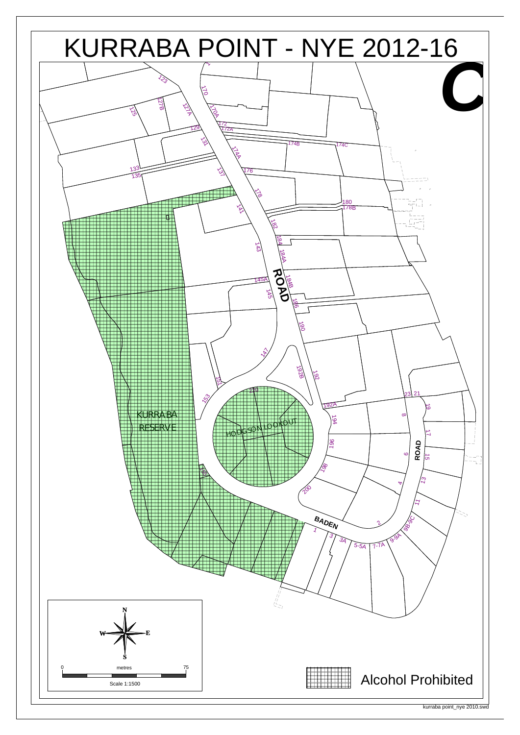# KURRABA POINT - NYE 2012-16

**C**

KURRABA RESERVE

HODGSON LOOKOUT

ROAD

BADEN ROAD

123
125
127B
127A
129
131
133
135
137
141
143
145A
145
147
151
153
155
170
170A
172
172A
174A
174B
174C
176
178
180
178B
182
184
184A
184B
186
190
192B
192
192A
194
196
198
200
210
1
2
3
3A
4
5-5A
6
7-7A
8
9-9A
9B-9C
11
13
15
17
19
21
23

N
W
E
S

0 metres 75

Scale 1:1500

Alcohol Prohibited

kurraba point_nye 2010.swd